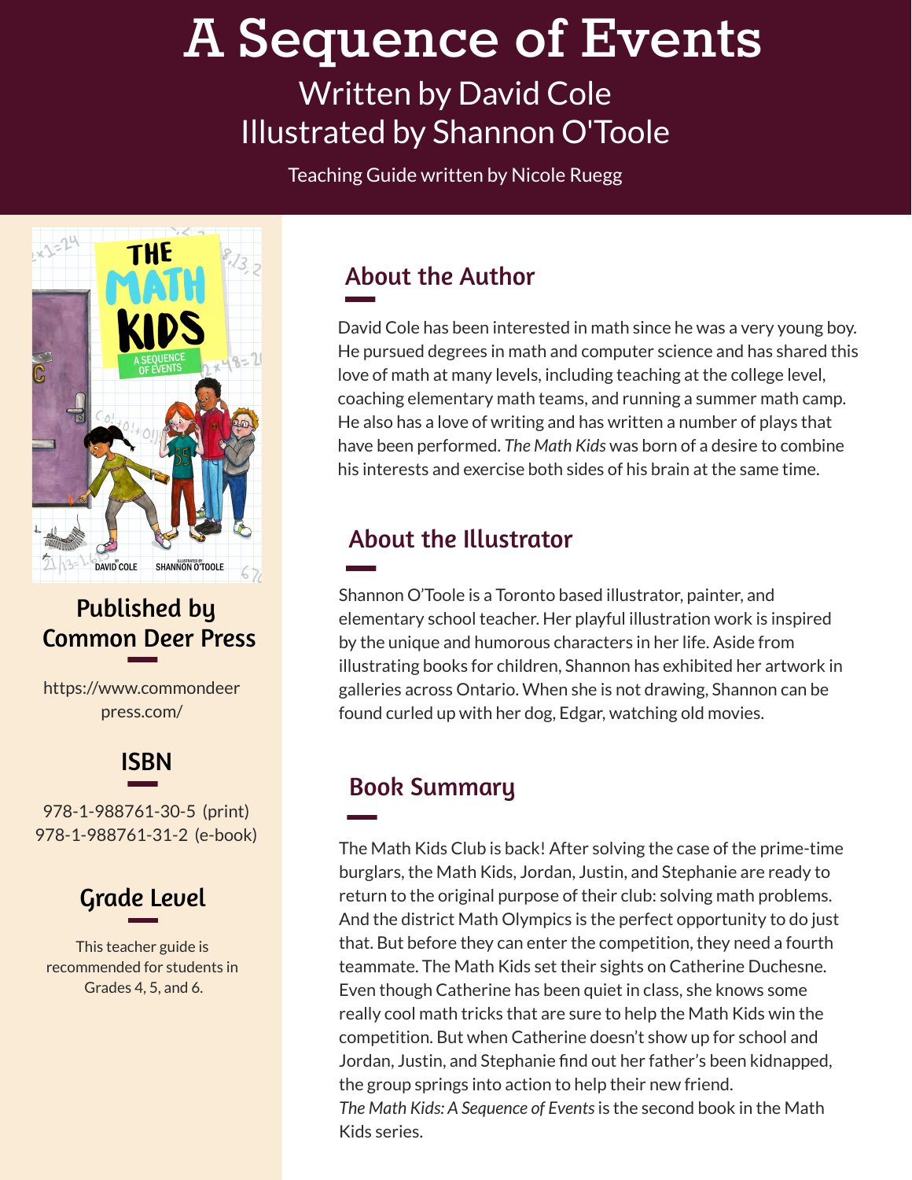# A Sequence of Events

Written by David Cole

Illustrated by Shannon O'Toole

Teaching Guide written by Nicole Ruegg

## Published by Common Deer Press

https://www.commondeerpress.com/

## ISBN

978-1-988761-30-5 (print)
978-1-988761-31-2 (e-book)

## Grade Level

This teacher guide is recommended for students in Grades 4, 5, and 6.

## About the Author

David Cole has been interested in math since he was a very young boy. He pursued degrees in math and computer science and has shared this love of math at many levels, including teaching at the college level, coaching elementary math teams, and running a summer math camp. He also has a love of writing and has written a number of plays that have been performed. *The Math Kids* was born of a desire to combine his interests and exercise both sides of his brain at the same time.

## About the Illustrator

Shannon O'Toole is a Toronto based illustrator, painter, and elementary school teacher. Her playful illustration work is inspired by the unique and humorous characters in her life. Aside from illustrating books for children, Shannon has exhibited her artwork in galleries across Ontario. When she is not drawing, Shannon can be found curled up with her dog, Edgar, watching old movies.

## Book Summary

The Math Kids Club is back! After solving the case of the prime-time burglars, the Math Kids, Jordan, Justin, and Stephanie are ready to return to the original purpose of their club: solving math problems. And the district Math Olympics is the perfect opportunity to do just that. But before they can enter the competition, they need a fourth teammate. The Math Kids set their sights on Catherine Duchesne. Even though Catherine has been quiet in class, she knows some really cool math tricks that are sure to help the Math Kids win the competition. But when Catherine doesn't show up for school and Jordan, Justin, and Stephanie find out her father's been kidnapped, the group springs into action to help their new friend.

*The Math Kids: A Sequence of Events* is the second book in the Math Kids series.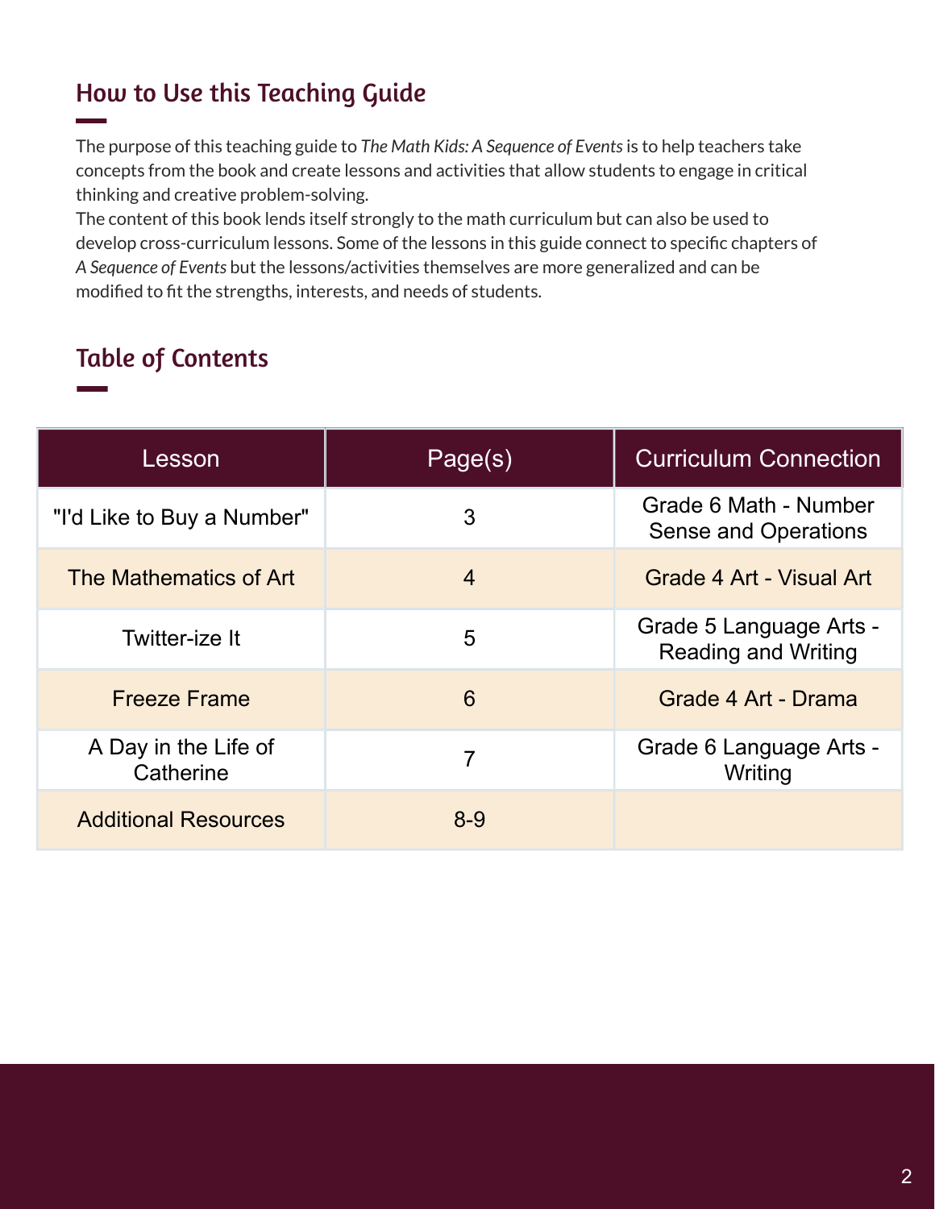## How to Use this Teaching Guide

The purpose of this teaching guide to *The Math Kids: A Sequence of Events* is to help teachers take concepts from the book and create lessons and activities that allow students to engage in critical thinking and creative problem-solving.

The content of this book lends itself strongly to the math curriculum but can also be used to develop cross-curriculum lessons. Some of the lessons in this guide connect to specific chapters of *A Sequence of Events* but the lessons/activities themselves are more generalized and can be modified to fit the strengths, interests, and needs of students.

## Table of Contents

| Lesson | Page(s) | Curriculum Connection |
|---|---|---|
| "I'd Like to Buy a Number" | 3 | Grade 6 Math - Number Sense and Operations |
| The Mathematics of Art | 4 | Grade 4 Art - Visual Art |
| Twitter-ize It | 5 | Grade 5 Language Arts - Reading and Writing |
| Freeze Frame | 6 | Grade 4 Art - Drama |
| A Day in the Life of Catherine | 7 | Grade 6 Language Arts - Writing |
| Additional Resources | 8-9 | |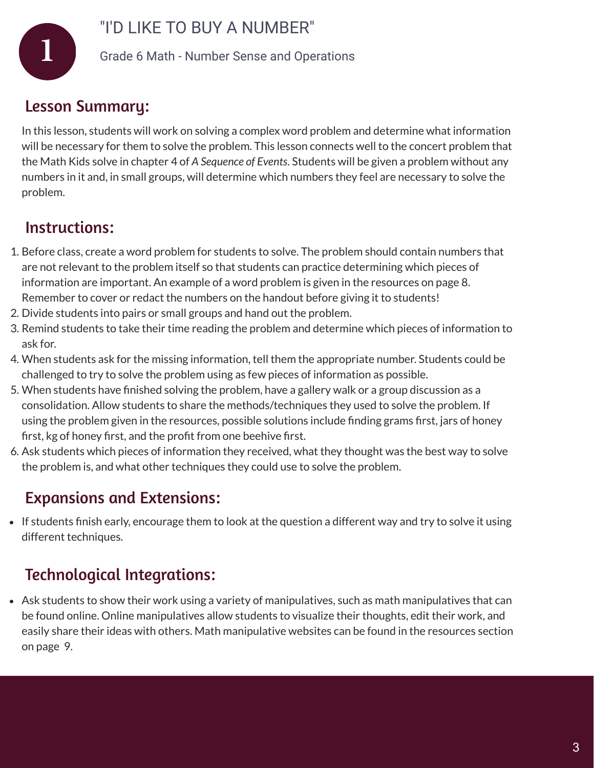# 1

## "I'D LIKE TO BUY A NUMBER"

Grade 6 Math - Number Sense and Operations

### Lesson Summary:

In this lesson, students will work on solving a complex word problem and determine what information will be necessary for them to solve the problem. This lesson connects well to the concert problem that the Math Kids solve in chapter 4 of *A Sequence of Events*. Students will be given a problem without any numbers in it and, in small groups, will determine which numbers they feel are necessary to solve the problem.

### Instructions:

1. Before class, create a word problem for students to solve. The problem should contain numbers that are not relevant to the problem itself so that students can practice determining which pieces of information are important. An example of a word problem is given in the resources on page 8. Remember to cover or redact the numbers on the handout before giving it to students!
2. Divide students into pairs or small groups and hand out the problem.
3. Remind students to take their time reading the problem and determine which pieces of information to ask for.
4. When students ask for the missing information, tell them the appropriate number. Students could be challenged to try to solve the problem using as few pieces of information as possible.
5. When students have finished solving the problem, have a gallery walk or a group discussion as a consolidation. Allow students to share the methods/techniques they used to solve the problem. If using the problem given in the resources, possible solutions include finding grams first, jars of honey first, kg of honey first, and the profit from one beehive first.
6. Ask students which pieces of information they received, what they thought was the best way to solve the problem is, and what other techniques they could use to solve the problem.

### Expansions and Extensions:

- If students finish early, encourage them to look at the question a different way and try to solve it using different techniques.

### Technological Integrations:

- Ask students to show their work using a variety of manipulatives, such as math manipulatives that can be found online. Online manipulatives allow students to visualize their thoughts, edit their work, and easily share their ideas with others. Math manipulative websites can be found in the resources section on page 9.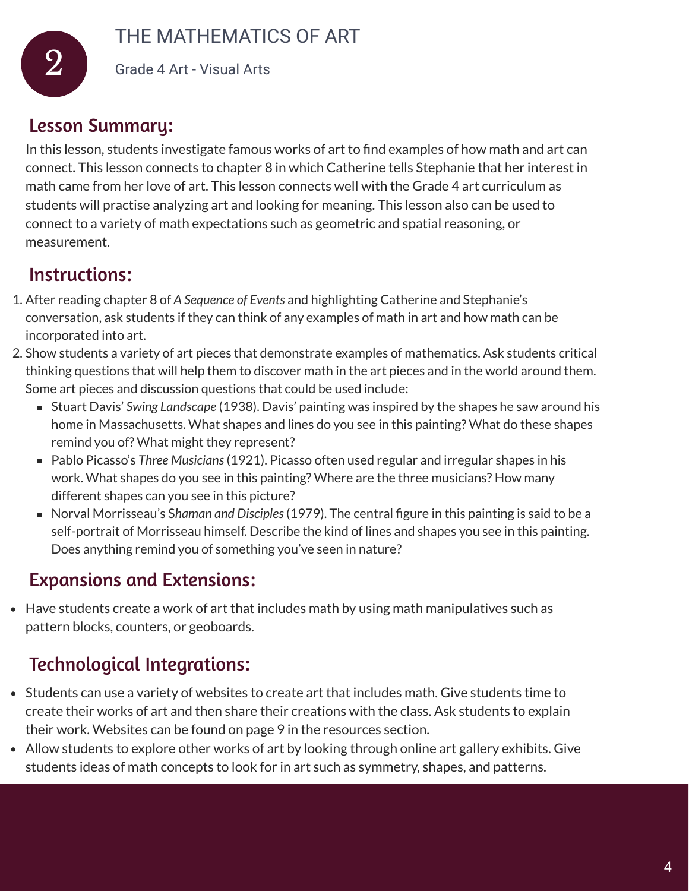# 2 THE MATHEMATICS OF ART

Grade 4 Art - Visual Arts

## Lesson Summary:

In this lesson, students investigate famous works of art to find examples of how math and art can connect. This lesson connects to chapter 8 in which Catherine tells Stephanie that her interest in math came from her love of art. This lesson connects well with the Grade 4 art curriculum as students will practise analyzing art and looking for meaning. This lesson also can be used to connect to a variety of math expectations such as geometric and spatial reasoning, or measurement.

## Instructions:

1. After reading chapter 8 of *A Sequence of Events* and highlighting Catherine and Stephanie's conversation, ask students if they can think of any examples of math in art and how math can be incorporated into art.
2. Show students a variety of art pieces that demonstrate examples of mathematics. Ask students critical thinking questions that will help them to discover math in the art pieces and in the world around them. Some art pieces and discussion questions that could be used include:
   - Stuart Davis' *Swing Landscape* (1938). Davis' painting was inspired by the shapes he saw around his home in Massachusetts. What shapes and lines do you see in this painting? What do these shapes remind you of? What might they represent?
   - Pablo Picasso's *Three Musicians* (1921). Picasso often used regular and irregular shapes in his work. What shapes do you see in this painting? Where are the three musicians? How many different shapes can you see in this picture?
   - Norval Morrisseau's *Shaman and Disciples* (1979). The central figure in this painting is said to be a self-portrait of Morrisseau himself. Describe the kind of lines and shapes you see in this painting. Does anything remind you of something you've seen in nature?

## Expansions and Extensions:

- Have students create a work of art that includes math by using math manipulatives such as pattern blocks, counters, or geoboards.

## Technological Integrations:

- Students can use a variety of websites to create art that includes math. Give students time to create their works of art and then share their creations with the class. Ask students to explain their work. Websites can be found on page 9 in the resources section.
- Allow students to explore other works of art by looking through online art gallery exhibits. Give students ideas of math concepts to look for in art such as symmetry, shapes, and patterns.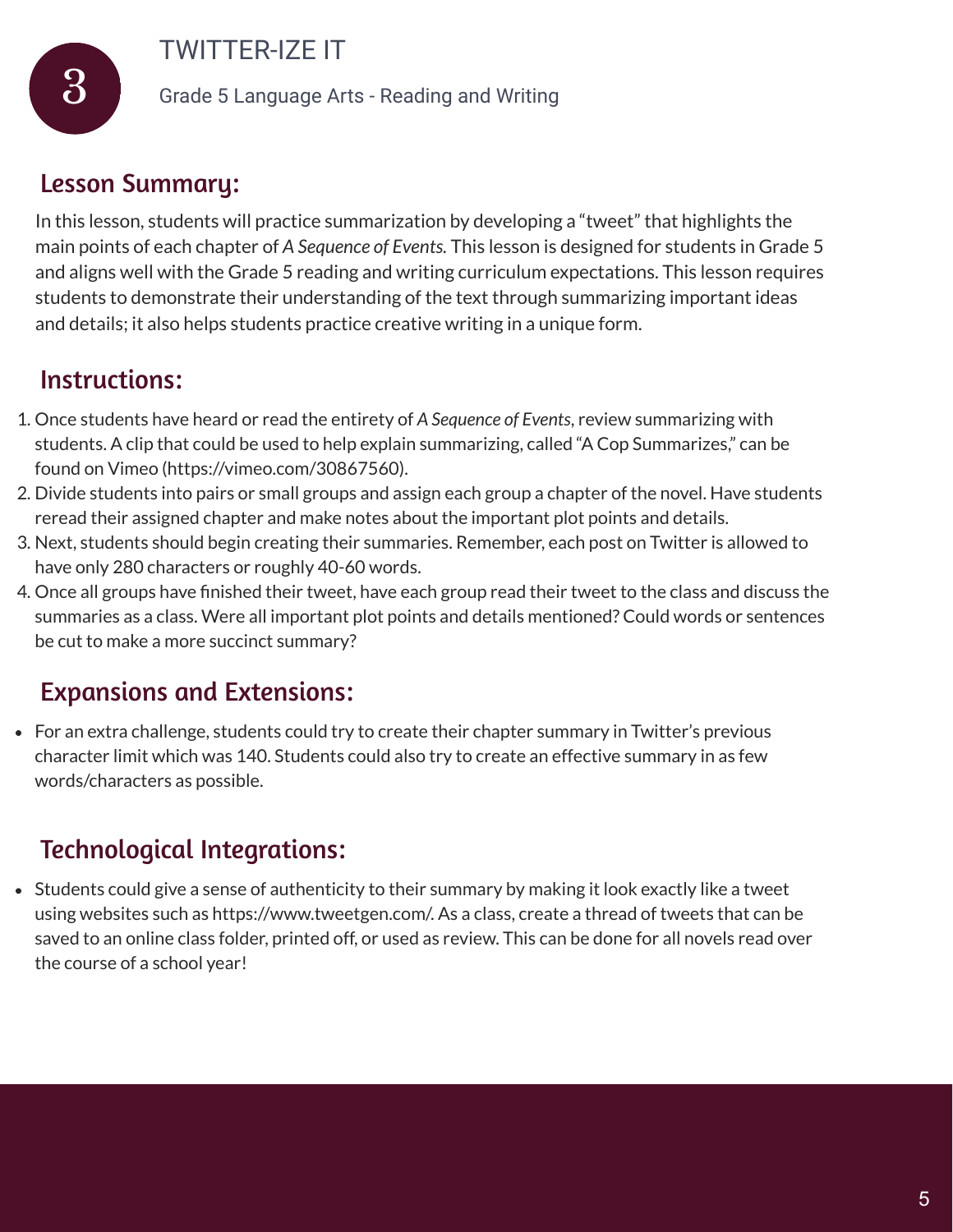# 3 TWITTER-IZE IT

Grade 5 Language Arts - Reading and Writing

## Lesson Summary:

In this lesson, students will practice summarization by developing a "tweet" that highlights the main points of each chapter of *A Sequence of Events.* This lesson is designed for students in Grade 5 and aligns well with the Grade 5 reading and writing curriculum expectations. This lesson requires students to demonstrate their understanding of the text through summarizing important ideas and details; it also helps students practice creative writing in a unique form.

## Instructions:

1. Once students have heard or read the entirety of *A Sequence of Events*, review summarizing with students. A clip that could be used to help explain summarizing, called "A Cop Summarizes," can be found on Vimeo (https://vimeo.com/30867560).
2. Divide students into pairs or small groups and assign each group a chapter of the novel. Have students reread their assigned chapter and make notes about the important plot points and details.
3. Next, students should begin creating their summaries. Remember, each post on Twitter is allowed to have only 280 characters or roughly 40-60 words.
4. Once all groups have finished their tweet, have each group read their tweet to the class and discuss the summaries as a class. Were all important plot points and details mentioned? Could words or sentences be cut to make a more succinct summary?

## Expansions and Extensions:

- For an extra challenge, students could try to create their chapter summary in Twitter's previous character limit which was 140. Students could also try to create an effective summary in as few words/characters as possible.

## Technological Integrations:

- Students could give a sense of authenticity to their summary by making it look exactly like a tweet using websites such as https://www.tweetgen.com/. As a class, create a thread of tweets that can be saved to an online class folder, printed off, or used as review. This can be done for all novels read over the course of a school year!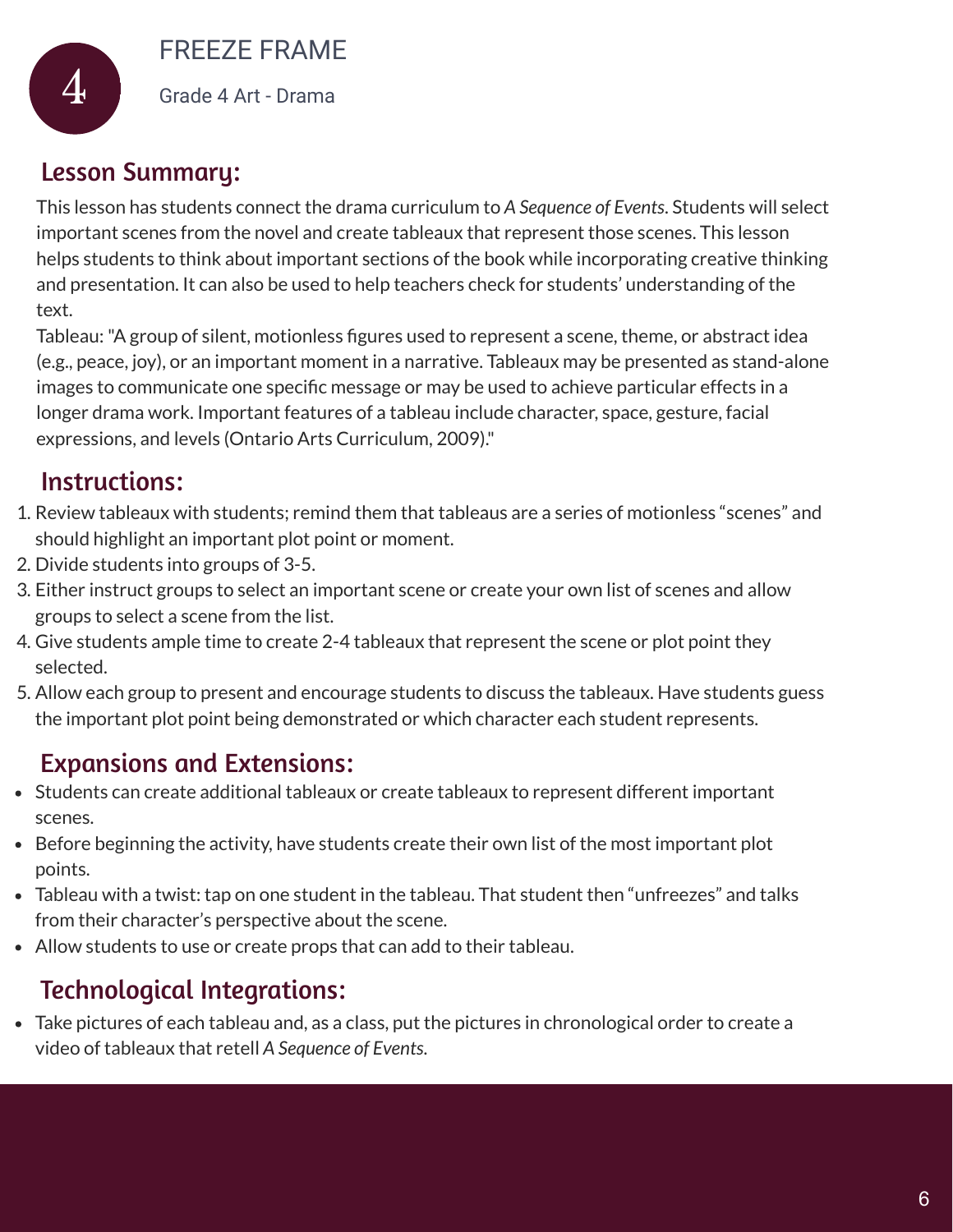# 4 FREEZE FRAME

Grade 4 Art - Drama

## Lesson Summary:

This lesson has students connect the drama curriculum to *A Sequence of Events*. Students will select important scenes from the novel and create tableaux that represent those scenes. This lesson helps students to think about important sections of the book while incorporating creative thinking and presentation. It can also be used to help teachers check for students' understanding of the text.

Tableau: "A group of silent, motionless figures used to represent a scene, theme, or abstract idea (e.g., peace, joy), or an important moment in a narrative. Tableaux may be presented as stand-alone images to communicate one specific message or may be used to achieve particular effects in a longer drama work. Important features of a tableau include character, space, gesture, facial expressions, and levels (Ontario Arts Curriculum, 2009)."

## Instructions:

1. Review tableaux with students; remind them that tableaus are a series of motionless "scenes" and should highlight an important plot point or moment.
2. Divide students into groups of 3-5.
3. Either instruct groups to select an important scene or create your own list of scenes and allow groups to select a scene from the list.
4. Give students ample time to create 2-4 tableaux that represent the scene or plot point they selected.
5. Allow each group to present and encourage students to discuss the tableaux. Have students guess the important plot point being demonstrated or which character each student represents.

## Expansions and Extensions:

- Students can create additional tableaux or create tableaux to represent different important scenes.
- Before beginning the activity, have students create their own list of the most important plot points.
- Tableau with a twist: tap on one student in the tableau. That student then "unfreezes" and talks from their character's perspective about the scene.
- Allow students to use or create props that can add to their tableau.

## Technological Integrations:

- Take pictures of each tableau and, as a class, put the pictures in chronological order to create a video of tableaux that retell *A Sequence of Events*.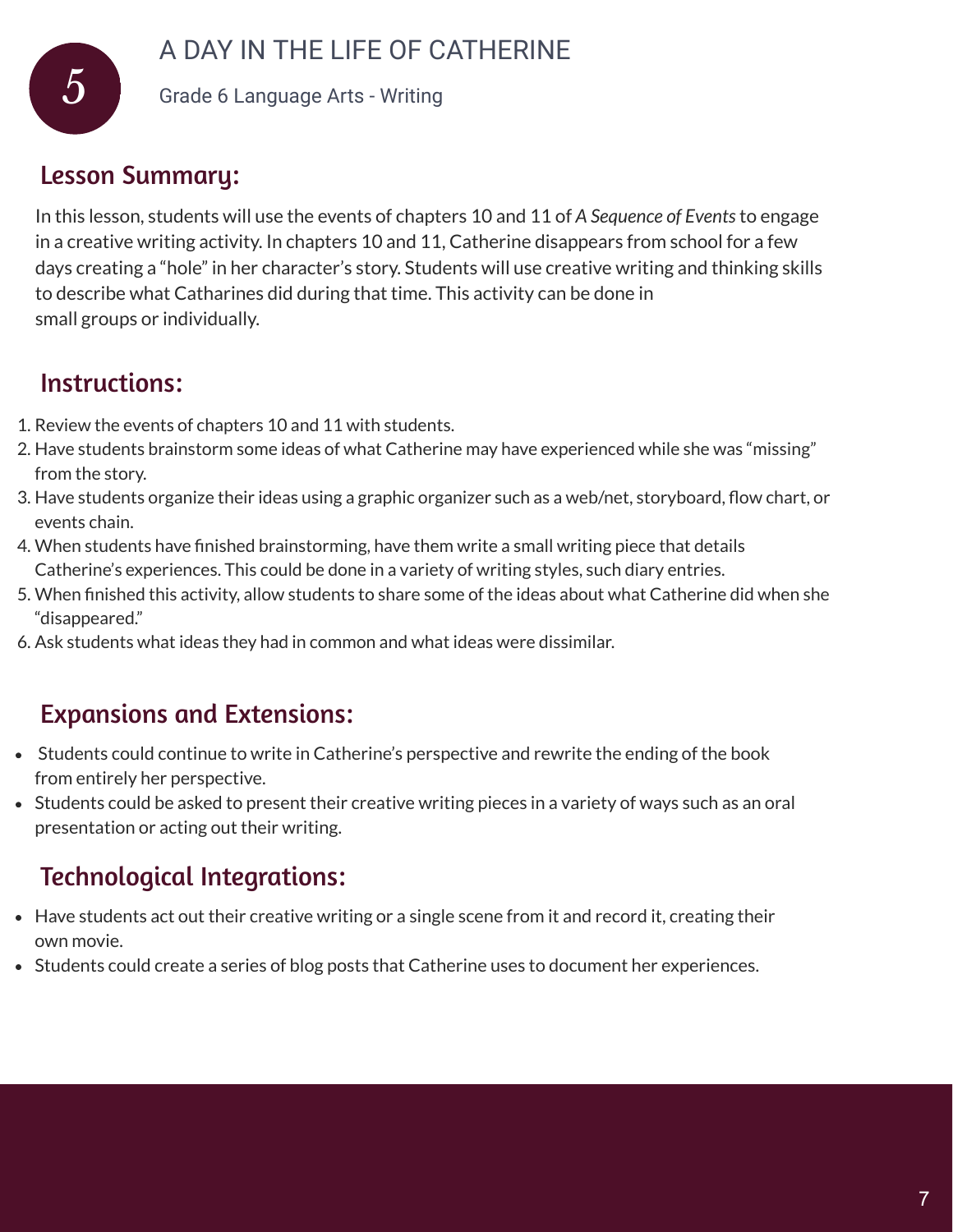# 5 A DAY IN THE LIFE OF CATHERINE

Grade 6 Language Arts - Writing

## Lesson Summary:

In this lesson, students will use the events of chapters 10 and 11 of *A Sequence of Events* to engage in a creative writing activity. In chapters 10 and 11, Catherine disappears from school for a few days creating a "hole" in her character's story. Students will use creative writing and thinking skills to describe what Catharines did during that time. This activity can be done in small groups or individually.

## Instructions:

1. Review the events of chapters 10 and 11 with students.
2. Have students brainstorm some ideas of what Catherine may have experienced while she was "missing" from the story.
3. Have students organize their ideas using a graphic organizer such as a web/net, storyboard, flow chart, or events chain.
4. When students have finished brainstorming, have them write a small writing piece that details Catherine's experiences. This could be done in a variety of writing styles, such diary entries.
5. When finished this activity, allow students to share some of the ideas about what Catherine did when she "disappeared."
6. Ask students what ideas they had in common and what ideas were dissimilar.

## Expansions and Extensions:

- Students could continue to write in Catherine's perspective and rewrite the ending of the book from entirely her perspective.
- Students could be asked to present their creative writing pieces in a variety of ways such as an oral presentation or acting out their writing.

## Technological Integrations:

- Have students act out their creative writing or a single scene from it and record it, creating their own movie.
- Students could create a series of blog posts that Catherine uses to document her experiences.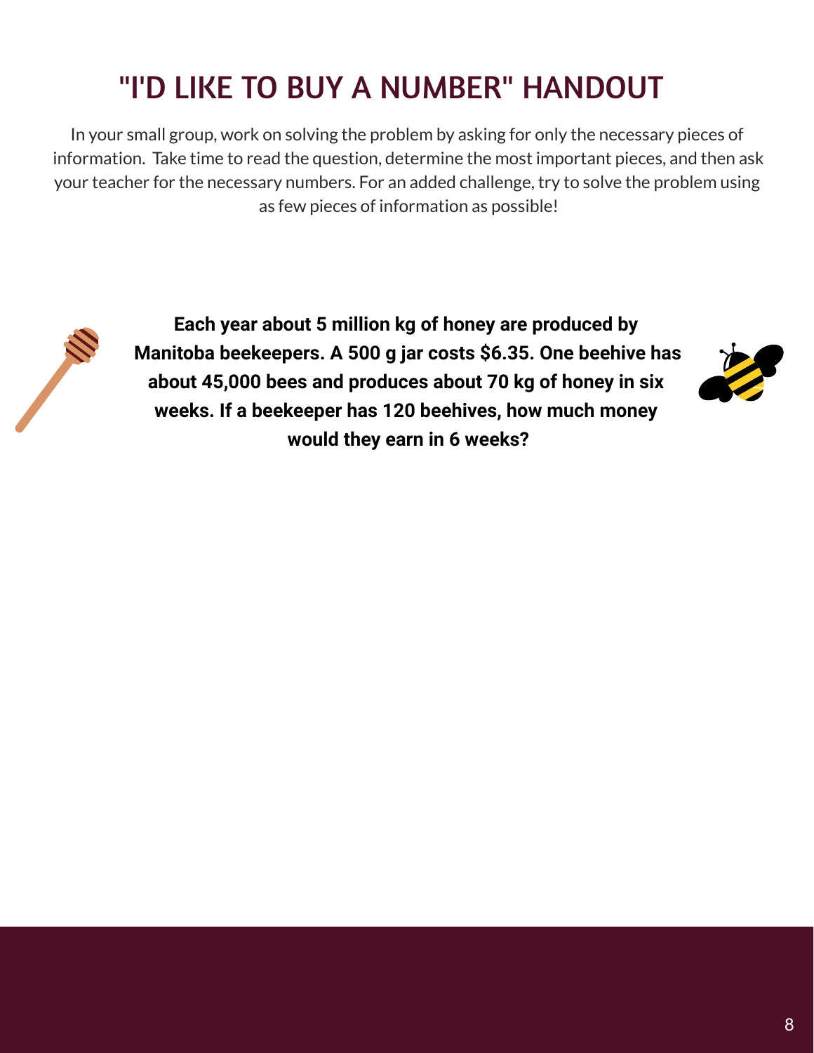# "I'D LIKE TO BUY A NUMBER" HANDOUT

In your small group, work on solving the problem by asking for only the necessary pieces of information. Take time to read the question, determine the most important pieces, and then ask your teacher for the necessary numbers. For an added challenge, try to solve the problem using as few pieces of information as possible!

**Each year about 5 million kg of honey are produced by Manitoba beekeepers. A 500 g jar costs $6.35. One beehive has about 45,000 bees and produces about 70 kg of honey in six weeks. If a beekeeper has 120 beehives, how much money would they earn in 6 weeks?**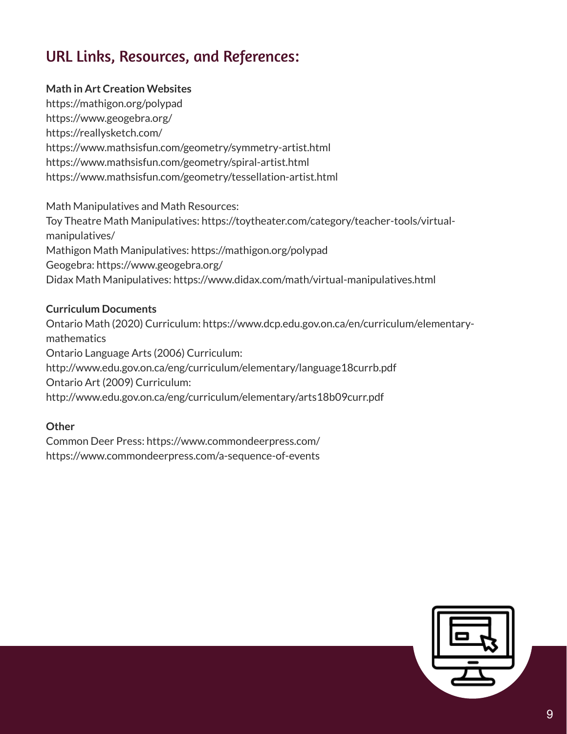## URL Links, Resources, and References:

**Math in Art Creation Websites**

https://mathigon.org/polypad
https://www.geogebra.org/
https://reallysketch.com/
https://www.mathsisfun.com/geometry/symmetry-artist.html
https://www.mathsisfun.com/geometry/spiral-artist.html
https://www.mathsisfun.com/geometry/tessellation-artist.html

Math Manipulatives and Math Resources:
Toy Theatre Math Manipulatives: https://toytheater.com/category/teacher-tools/virtual-manipulatives/
Mathigon Math Manipulatives: https://mathigon.org/polypad
Geogebra: https://www.geogebra.org/
Didax Math Manipulatives: https://www.didax.com/math/virtual-manipulatives.html

**Curriculum Documents**

Ontario Math (2020) Curriculum: https://www.dcp.edu.gov.on.ca/en/curriculum/elementary-mathematics
Ontario Language Arts (2006) Curriculum:
http://www.edu.gov.on.ca/eng/curriculum/elementary/language18currb.pdf
Ontario Art (2009) Curriculum:
http://www.edu.gov.on.ca/eng/curriculum/elementary/arts18b09curr.pdf

**Other**

Common Deer Press: https://www.commondeerpress.com/
https://www.commondeerpress.com/a-sequence-of-events